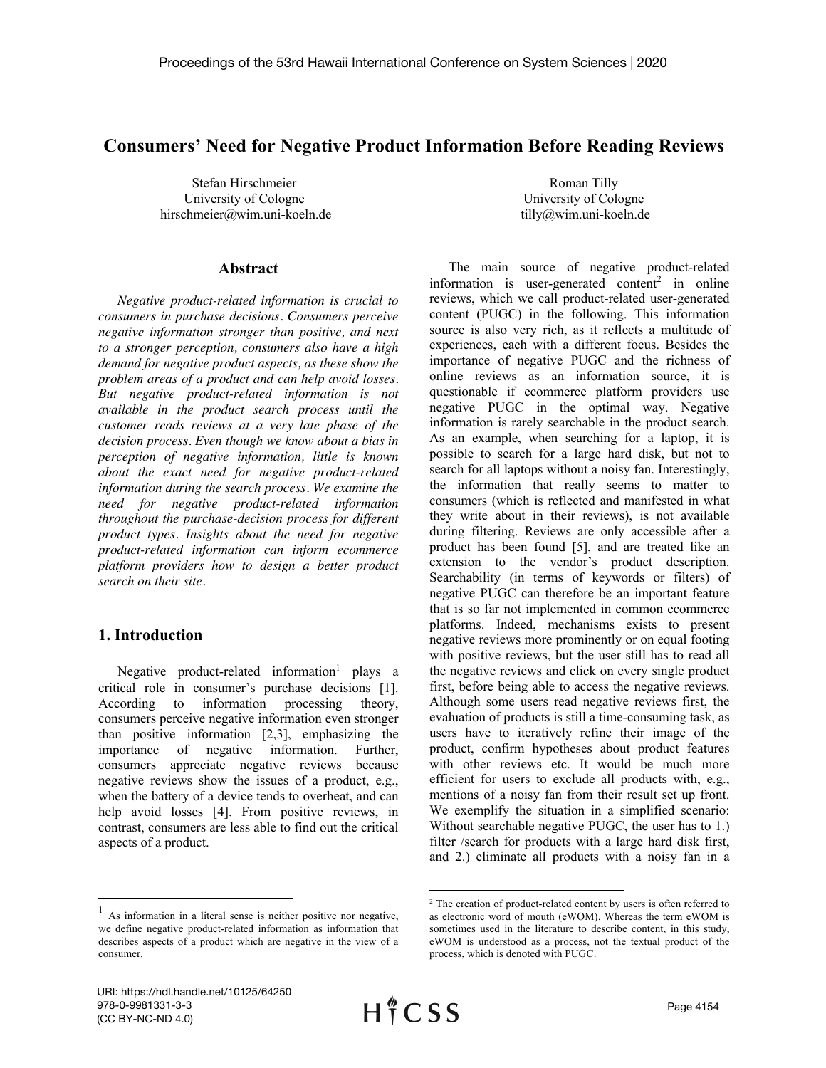# Consumers' Need for Negative Product Information Before Reading Reviews

Stefan Hirschmeier
University of Cologne
hirschmeier@wim.uni-koeln.de

Roman Tilly
University of Cologne
tilly@wim.uni-koeln.de

## Abstract

*Negative product-related information is crucial to consumers in purchase decisions. Consumers perceive negative information stronger than positive, and next to a stronger perception, consumers also have a high demand for negative product aspects, as these show the problem areas of a product and can help avoid losses. But negative product-related information is not available in the product search process until the customer reads reviews at a very late phase of the decision process. Even though we know about a bias in perception of negative information, little is known about the exact need for negative product-related information during the search process. We examine the need for negative product-related information throughout the purchase-decision process for different product types. Insights about the need for negative product-related information can inform ecommerce platform providers how to design a better product search on their site.*

## 1. Introduction

Negative product-related information[1] plays a critical role in consumer's purchase decisions [1]. According to information processing theory, consumers perceive negative information even stronger than positive information [2,3], emphasizing the importance of negative information. Further, consumers appreciate negative reviews because negative reviews show the issues of a product, e.g., when the battery of a device tends to overheat, and can help avoid losses [4]. From positive reviews, in contrast, consumers are less able to find out the critical aspects of a product.

The main source of negative product-related information is user-generated content[2] in online reviews, which we call product-related user-generated content (PUGC) in the following. This information source is also very rich, as it reflects a multitude of experiences, each with a different focus. Besides the importance of negative PUGC and the richness of online reviews as an information source, it is questionable if ecommerce platform providers use negative PUGC in the optimal way. Negative information is rarely searchable in the product search. As an example, when searching for a laptop, it is possible to search for a large hard disk, but not to search for all laptops without a noisy fan. Interestingly, the information that really seems to matter to consumers (which is reflected and manifested in what they write about in their reviews), is not available during filtering. Reviews are only accessible after a product has been found [5], and are treated like an extension to the vendor's product description. Searchability (in terms of keywords or filters) of negative PUGC can therefore be an important feature that is so far not implemented in common ecommerce platforms. Indeed, mechanisms exists to present negative reviews more prominently or on equal footing with positive reviews, but the user still has to read all the negative reviews and click on every single product first, before being able to access the negative reviews. Although some users read negative reviews first, the evaluation of products is still a time-consuming task, as users have to iteratively refine their image of the product, confirm hypotheses about product features with other reviews etc. It would be much more efficient for users to exclude all products with, e.g., mentions of a noisy fan from their result set up front. We exemplify the situation in a simplified scenario: Without searchable negative PUGC, the user has to 1.) filter /search for products with a large hard disk first, and 2.) eliminate all products with a noisy fan in a

---

[1] As information in a literal sense is neither positive nor negative, we define negative product-related information as information that describes aspects of a product which are negative in the view of a consumer.

[2] The creation of product-related content by users is often referred to as electronic word of mouth (eWOM). Whereas the term eWOM is sometimes used in the literature to describe content, in this study, eWOM is understood as a process, not the textual product of the process, which is denoted with PUGC.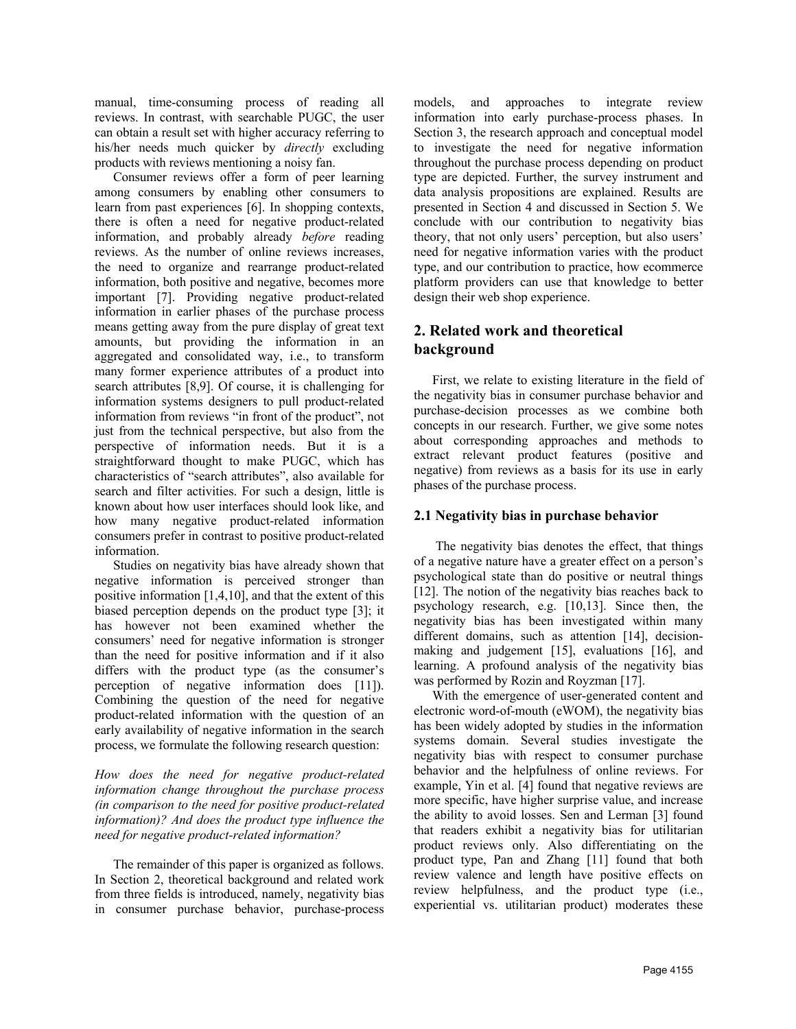manual, time-consuming process of reading all reviews. In contrast, with searchable PUGC, the user can obtain a result set with higher accuracy referring to his/her needs much quicker by *directly* excluding products with reviews mentioning a noisy fan.

Consumer reviews offer a form of peer learning among consumers by enabling other consumers to learn from past experiences [6]. In shopping contexts, there is often a need for negative product-related information, and probably already *before* reading reviews. As the number of online reviews increases, the need to organize and rearrange product-related information, both positive and negative, becomes more important [7]. Providing negative product-related information in earlier phases of the purchase process means getting away from the pure display of great text amounts, but providing the information in an aggregated and consolidated way, i.e., to transform many former experience attributes of a product into search attributes [8,9]. Of course, it is challenging for information systems designers to pull product-related information from reviews "in front of the product", not just from the technical perspective, but also from the perspective of information needs. But it is a straightforward thought to make PUGC, which has characteristics of "search attributes", also available for search and filter activities. For such a design, little is known about how user interfaces should look like, and how many negative product-related information consumers prefer in contrast to positive product-related information.

Studies on negativity bias have already shown that negative information is perceived stronger than positive information [1,4,10], and that the extent of this biased perception depends on the product type [3]; it has however not been examined whether the consumers' need for negative information is stronger than the need for positive information and if it also differs with the product type (as the consumer's perception of negative information does [11]). Combining the question of the need for negative product-related information with the question of an early availability of negative information in the search process, we formulate the following research question:

*How does the need for negative product-related information change throughout the purchase process (in comparison to the need for positive product-related information)? And does the product type influence the need for negative product-related information?*

The remainder of this paper is organized as follows. In Section 2, theoretical background and related work from three fields is introduced, namely, negativity bias in consumer purchase behavior, purchase-process models, and approaches to integrate review information into early purchase-process phases. In Section 3, the research approach and conceptual model to investigate the need for negative information throughout the purchase process depending on product type are depicted. Further, the survey instrument and data analysis propositions are explained. Results are presented in Section 4 and discussed in Section 5. We conclude with our contribution to negativity bias theory, that not only users' perception, but also users' need for negative information varies with the product type, and our contribution to practice, how ecommerce platform providers can use that knowledge to better design their web shop experience.

## 2. Related work and theoretical background

First, we relate to existing literature in the field of the negativity bias in consumer purchase behavior and purchase-decision processes as we combine both concepts in our research. Further, we give some notes about corresponding approaches and methods to extract relevant product features (positive and negative) from reviews as a basis for its use in early phases of the purchase process.

### 2.1 Negativity bias in purchase behavior

The negativity bias denotes the effect, that things of a negative nature have a greater effect on a person's psychological state than do positive or neutral things [12]. The notion of the negativity bias reaches back to psychology research, e.g. [10,13]. Since then, the negativity bias has been investigated within many different domains, such as attention [14], decision-making and judgement [15], evaluations [16], and learning. A profound analysis of the negativity bias was performed by Rozin and Royzman [17].

With the emergence of user-generated content and electronic word-of-mouth (eWOM), the negativity bias has been widely adopted by studies in the information systems domain. Several studies investigate the negativity bias with respect to consumer purchase behavior and the helpfulness of online reviews. For example, Yin et al. [4] found that negative reviews are more specific, have higher surprise value, and increase the ability to avoid losses. Sen and Lerman [3] found that readers exhibit a negativity bias for utilitarian product reviews only. Also differentiating on the product type, Pan and Zhang [11] found that both review valence and length have positive effects on review helpfulness, and the product type (i.e., experiential vs. utilitarian product) moderates these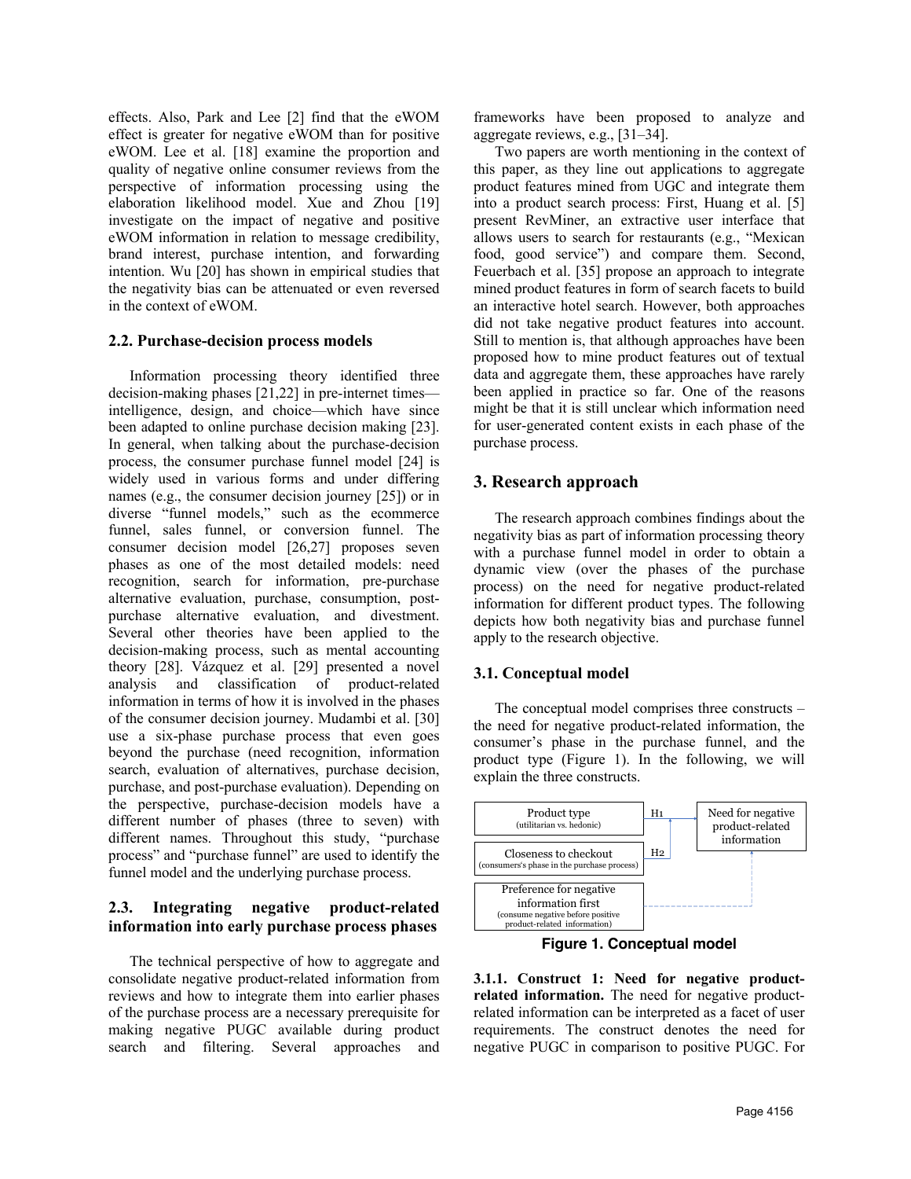effects. Also, Park and Lee [2] find that the eWOM effect is greater for negative eWOM than for positive eWOM. Lee et al. [18] examine the proportion and quality of negative online consumer reviews from the perspective of information processing using the elaboration likelihood model. Xue and Zhou [19] investigate on the impact of negative and positive eWOM information in relation to message credibility, brand interest, purchase intention, and forwarding intention. Wu [20] has shown in empirical studies that the negativity bias can be attenuated or even reversed in the context of eWOM.

### 2.2. Purchase-decision process models

Information processing theory identified three decision-making phases [21,22] in pre-internet times—intelligence, design, and choice—which have since been adapted to online purchase decision making [23]. In general, when talking about the purchase-decision process, the consumer purchase funnel model [24] is widely used in various forms and under differing names (e.g., the consumer decision journey [25]) or in diverse "funnel models," such as the ecommerce funnel, sales funnel, or conversion funnel. The consumer decision model [26,27] proposes seven phases as one of the most detailed models: need recognition, search for information, pre-purchase alternative evaluation, purchase, consumption, post-purchase alternative evaluation, and divestment. Several other theories have been applied to the decision-making process, such as mental accounting theory [28]. Vázquez et al. [29] presented a novel analysis and classification of product-related information in terms of how it is involved in the phases of the consumer decision journey. Mudambi et al. [30] use a six-phase purchase process that even goes beyond the purchase (need recognition, information search, evaluation of alternatives, purchase decision, purchase, and post-purchase evaluation). Depending on the perspective, purchase-decision models have a different number of phases (three to seven) with different names. Throughout this study, "purchase process" and "purchase funnel" are used to identify the funnel model and the underlying purchase process.

### 2.3. Integrating negative product-related information into early purchase process phases

The technical perspective of how to aggregate and consolidate negative product-related information from reviews and how to integrate them into earlier phases of the purchase process are a necessary prerequisite for making negative PUGC available during product search and filtering. Several approaches and frameworks have been proposed to analyze and aggregate reviews, e.g., [31–34].

Two papers are worth mentioning in the context of this paper, as they line out applications to aggregate product features mined from UGC and integrate them into a product search process: First, Huang et al. [5] present RevMiner, an extractive user interface that allows users to search for restaurants (e.g., "Mexican food, good service") and compare them. Second, Feuerbach et al. [35] propose an approach to integrate mined product features in form of search facets to build an interactive hotel search. However, both approaches did not take negative product features into account. Still to mention is, that although approaches have been proposed how to mine product features out of textual data and aggregate them, these approaches have rarely been applied in practice so far. One of the reasons might be that it is still unclear which information need for user-generated content exists in each phase of the purchase process.

## 3. Research approach

The research approach combines findings about the negativity bias as part of information processing theory with a purchase funnel model in order to obtain a dynamic view (over the phases of the purchase process) on the need for negative product-related information for different product types. The following depicts how both negativity bias and purchase funnel apply to the research objective.

### 3.1. Conceptual model

The conceptual model comprises three constructs – the need for negative product-related information, the consumer's phase in the purchase funnel, and the product type (Figure 1). In the following, we will explain the three constructs.

| Construct | Hypothesis | Outcome |
|---|---|---|
| Product type (utilitarian vs. hedonic) | H1 | Need for negative product-related information |
| Closeness to checkout (consumers's phase in the purchase process) | H2 | |
| Preference for negative information first (consume negative before positive product-related information) | | |

**Figure 1. Conceptual model**

**3.1.1. Construct 1: Need for negative product-related information.** The need for negative product-related information can be interpreted as a facet of user requirements. The construct denotes the need for negative PUGC in comparison to positive PUGC. For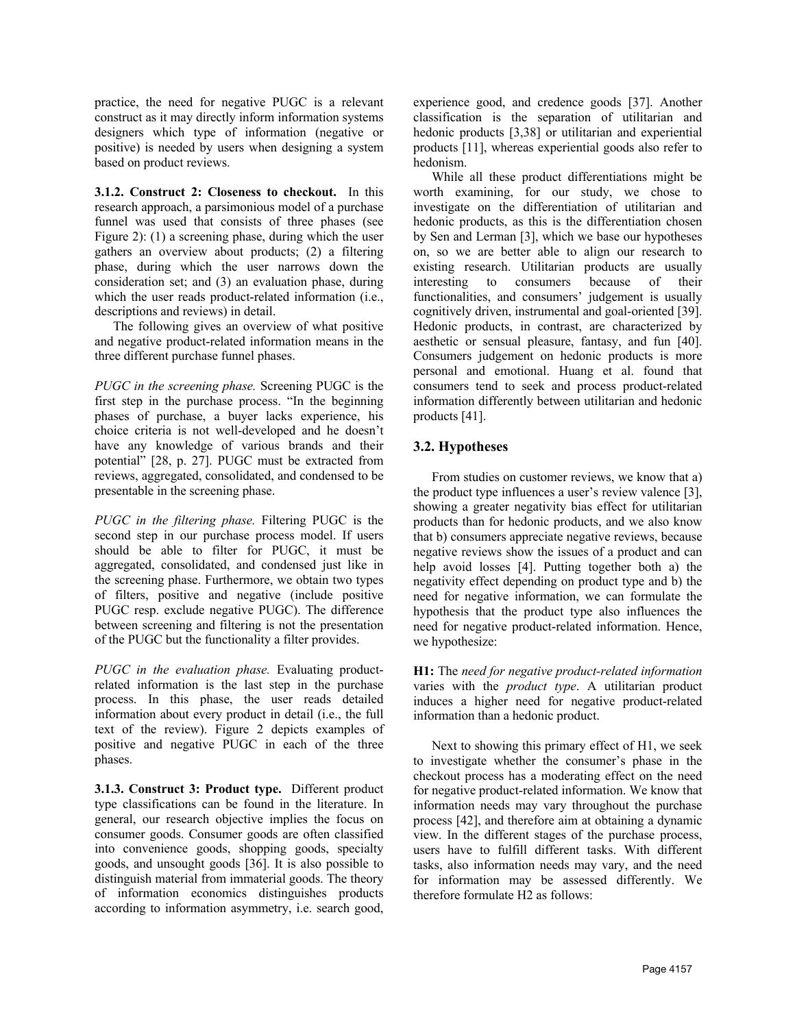practice, the need for negative PUGC is a relevant construct as it may directly inform information systems designers which type of information (negative or positive) is needed by users when designing a system based on product reviews.

**3.1.2. Construct 2: Closeness to checkout.** In this research approach, a parsimonious model of a purchase funnel was used that consists of three phases (see Figure 2): (1) a screening phase, during which the user gathers an overview about products; (2) a filtering phase, during which the user narrows down the consideration set; and (3) an evaluation phase, during which the user reads product-related information (i.e., descriptions and reviews) in detail.

The following gives an overview of what positive and negative product-related information means in the three different purchase funnel phases.

*PUGC in the screening phase.* Screening PUGC is the first step in the purchase process. "In the beginning phases of purchase, a buyer lacks experience, his choice criteria is not well-developed and he doesn't have any knowledge of various brands and their potential" [28, p. 27]. PUGC must be extracted from reviews, aggregated, consolidated, and condensed to be presentable in the screening phase.

*PUGC in the filtering phase.* Filtering PUGC is the second step in our purchase process model. If users should be able to filter for PUGC, it must be aggregated, consolidated, and condensed just like in the screening phase. Furthermore, we obtain two types of filters, positive and negative (include positive PUGC resp. exclude negative PUGC). The difference between screening and filtering is not the presentation of the PUGC but the functionality a filter provides.

*PUGC in the evaluation phase.* Evaluating product-related information is the last step in the purchase process. In this phase, the user reads detailed information about every product in detail (i.e., the full text of the review). Figure 2 depicts examples of positive and negative PUGC in each of the three phases.

**3.1.3. Construct 3: Product type.** Different product type classifications can be found in the literature. In general, our research objective implies the focus on consumer goods. Consumer goods are often classified into convenience goods, shopping goods, specialty goods, and unsought goods [36]. It is also possible to distinguish material from immaterial goods. The theory of information economics distinguishes products according to information asymmetry, i.e. search good, experience good, and credence goods [37]. Another classification is the separation of utilitarian and hedonic products [3,38] or utilitarian and experiential products [11], whereas experiential goods also refer to hedonism.

While all these product differentiations might be worth examining, for our study, we chose to investigate on the differentiation of utilitarian and hedonic products, as this is the differentiation chosen by Sen and Lerman [3], which we base our hypotheses on, so we are better able to align our research to existing research. Utilitarian products are usually interesting to consumers because of their functionalities, and consumers' judgement is usually cognitively driven, instrumental and goal-oriented [39]. Hedonic products, in contrast, are characterized by aesthetic or sensual pleasure, fantasy, and fun [40]. Consumers judgement on hedonic products is more personal and emotional. Huang et al. found that consumers tend to seek and process product-related information differently between utilitarian and hedonic products [41].

## 3.2. Hypotheses

From studies on customer reviews, we know that a) the product type influences a user's review valence [3], showing a greater negativity bias effect for utilitarian products than for hedonic products, and we also know that b) consumers appreciate negative reviews, because negative reviews show the issues of a product and can help avoid losses [4]. Putting together both a) the negativity effect depending on product type and b) the need for negative information, we can formulate the hypothesis that the product type also influences the need for negative product-related information. Hence, we hypothesize:

**H1:** The *need for negative product-related information* varies with the *product type*. A utilitarian product induces a higher need for negative product-related information than a hedonic product.

Next to showing this primary effect of H1, we seek to investigate whether the consumer's phase in the checkout process has a moderating effect on the need for negative product-related information. We know that information needs may vary throughout the purchase process [42], and therefore aim at obtaining a dynamic view. In the different stages of the purchase process, users have to fulfill different tasks. With different tasks, also information needs may vary, and the need for information may be assessed differently. We therefore formulate H2 as follows: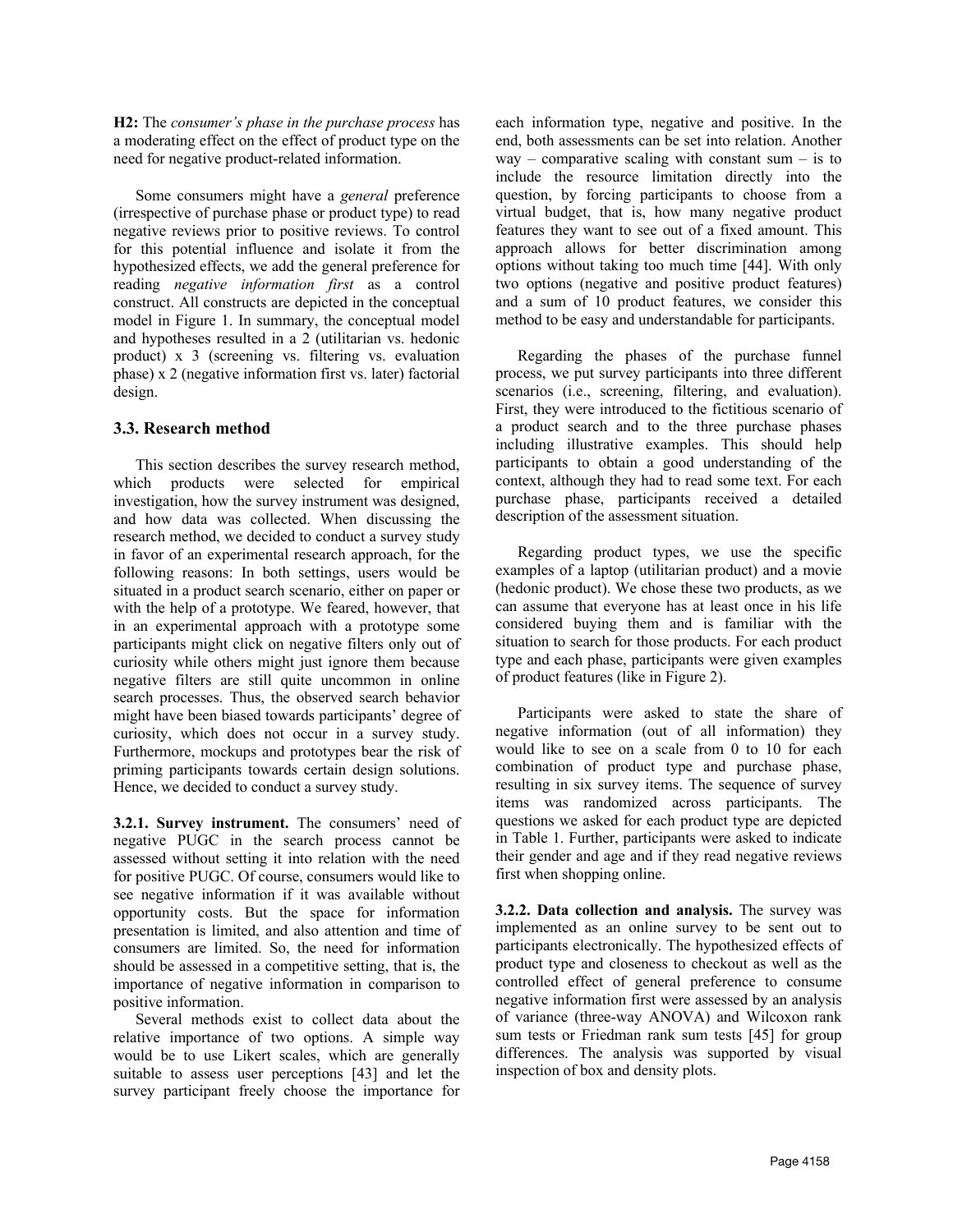**H2:** The *consumer's phase in the purchase process* has a moderating effect on the effect of product type on the need for negative product-related information.

Some consumers might have a *general* preference (irrespective of purchase phase or product type) to read negative reviews prior to positive reviews. To control for this potential influence and isolate it from the hypothesized effects, we add the general preference for reading *negative information first* as a control construct. All constructs are depicted in the conceptual model in Figure 1. In summary, the conceptual model and hypotheses resulted in a 2 (utilitarian vs. hedonic product) x 3 (screening vs. filtering vs. evaluation phase) x 2 (negative information first vs. later) factorial design.

### 3.3. Research method

This section describes the survey research method, which products were selected for empirical investigation, how the survey instrument was designed, and how data was collected. When discussing the research method, we decided to conduct a survey study in favor of an experimental research approach, for the following reasons: In both settings, users would be situated in a product search scenario, either on paper or with the help of a prototype. We feared, however, that in an experimental approach with a prototype some participants might click on negative filters only out of curiosity while others might just ignore them because negative filters are still quite uncommon in online search processes. Thus, the observed search behavior might have been biased towards participants' degree of curiosity, which does not occur in a survey study. Furthermore, mockups and prototypes bear the risk of priming participants towards certain design solutions. Hence, we decided to conduct a survey study.

**3.2.1. Survey instrument.** The consumers' need of negative PUGC in the search process cannot be assessed without setting it into relation with the need for positive PUGC. Of course, consumers would like to see negative information if it was available without opportunity costs. But the space for information presentation is limited, and also attention and time of consumers are limited. So, the need for information should be assessed in a competitive setting, that is, the importance of negative information in comparison to positive information.

Several methods exist to collect data about the relative importance of two options. A simple way would be to use Likert scales, which are generally suitable to assess user perceptions [43] and let the survey participant freely choose the importance for each information type, negative and positive. In the end, both assessments can be set into relation. Another way – comparative scaling with constant sum – is to include the resource limitation directly into the question, by forcing participants to choose from a virtual budget, that is, how many negative product features they want to see out of a fixed amount. This approach allows for better discrimination among options without taking too much time [44]. With only two options (negative and positive product features) and a sum of 10 product features, we consider this method to be easy and understandable for participants.

Regarding the phases of the purchase funnel process, we put survey participants into three different scenarios (i.e., screening, filtering, and evaluation). First, they were introduced to the fictitious scenario of a product search and to the three purchase phases including illustrative examples. This should help participants to obtain a good understanding of the context, although they had to read some text. For each purchase phase, participants received a detailed description of the assessment situation.

Regarding product types, we use the specific examples of a laptop (utilitarian product) and a movie (hedonic product). We chose these two products, as we can assume that everyone has at least once in his life considered buying them and is familiar with the situation to search for those products. For each product type and each phase, participants were given examples of product features (like in Figure 2).

Participants were asked to state the share of negative information (out of all information) they would like to see on a scale from 0 to 10 for each combination of product type and purchase phase, resulting in six survey items. The sequence of survey items was randomized across participants. The questions we asked for each product type are depicted in Table 1. Further, participants were asked to indicate their gender and age and if they read negative reviews first when shopping online.

**3.2.2. Data collection and analysis.** The survey was implemented as an online survey to be sent out to participants electronically. The hypothesized effects of product type and closeness to checkout as well as the controlled effect of general preference to consume negative information first were assessed by an analysis of variance (three-way ANOVA) and Wilcoxon rank sum tests or Friedman rank sum tests [45] for group differences. The analysis was supported by visual inspection of box and density plots.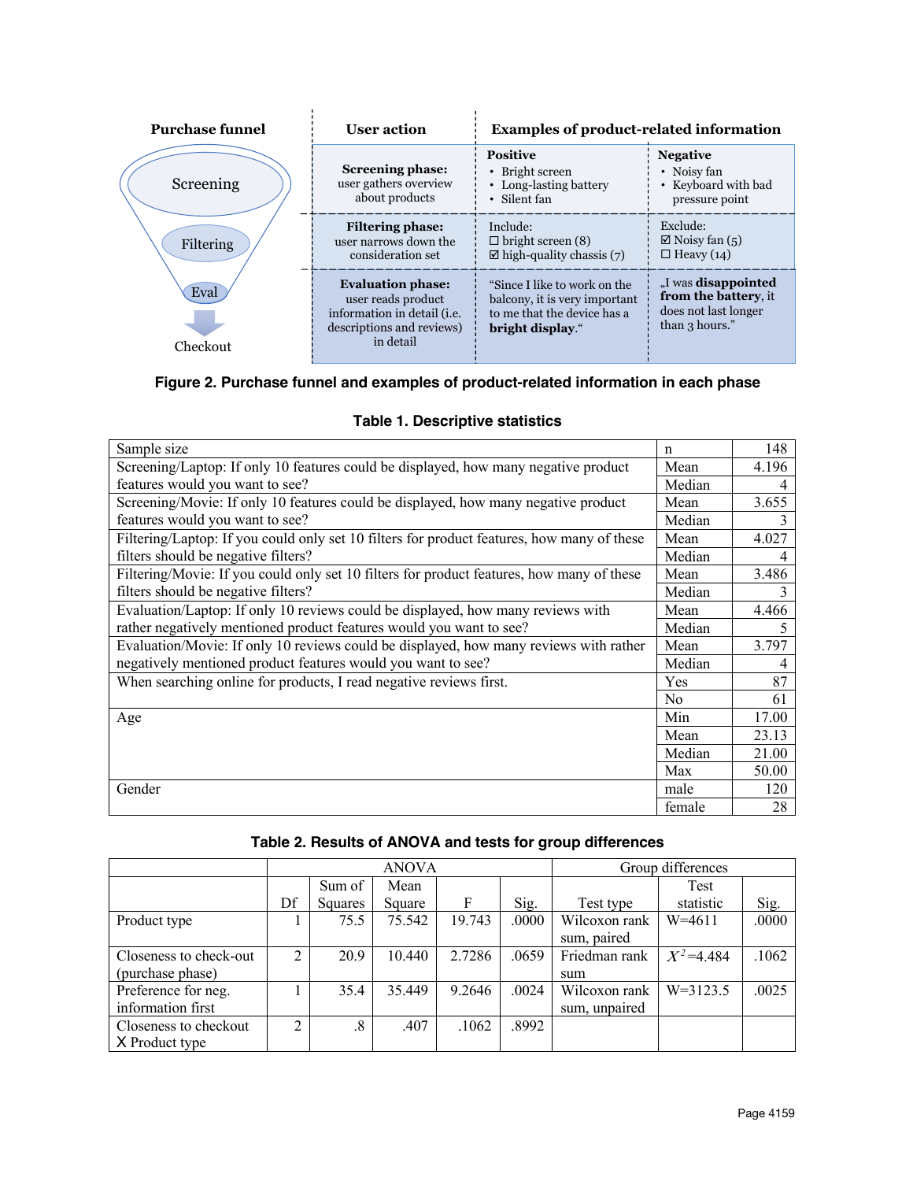| Purchase funnel | User action | Examples of product-related information | |
|---|---|---|---|
| | | **Positive** | **Negative** |
| Screening | **Screening phase:** user gathers overview about products | • Bright screen • Long-lasting battery • Silent fan | • Noisy fan • Keyboard with bad pressure point |
| Filtering | **Filtering phase:** user narrows down the consideration set | Include: ☐ bright screen (8) ☑ high-quality chassis (7) | Exclude: ☑ Noisy fan (5) ☐ Heavy (14) |
| Eval → Checkout | **Evaluation phase:** user reads product information in detail (i.e. descriptions and reviews) in detail | "Since I like to work on the balcony, it is very important to me that the device has a **bright display**." | „I was **disappointed from the battery**, it does not last longer than 3 hours." |

**Figure 2. Purchase funnel and examples of product-related information in each phase**

**Table 1. Descriptive statistics**

| | | |
|---|---|---|
| Sample size | n | 148 |
| Screening/Laptop: If only 10 features could be displayed, how many negative product features would you want to see? | Mean | 4.196 |
| | Median | 4 |
| Screening/Movie: If only 10 features could be displayed, how many negative product features would you want to see? | Mean | 3.655 |
| | Median | 3 |
| Filtering/Laptop: If you could only set 10 filters for product features, how many of these filters should be negative filters? | Mean | 4.027 |
| | Median | 4 |
| Filtering/Movie: If you could only set 10 filters for product features, how many of these filters should be negative filters? | Mean | 3.486 |
| | Median | 3 |
| Evaluation/Laptop: If only 10 reviews could be displayed, how many reviews with rather negatively mentioned product features would you want to see? | Mean | 4.466 |
| | Median | 5 |
| Evaluation/Movie: If only 10 reviews could be displayed, how many reviews with rather negatively mentioned product features would you want to see? | Mean | 3.797 |
| | Median | 4 |
| When searching online for products, I read negative reviews first. | Yes | 87 |
| | No | 61 |
| Age | Min | 17.00 |
| | Mean | 23.13 |
| | Median | 21.00 |
| | Max | 50.00 |
| Gender | male | 120 |
| | female | 28 |

**Table 2. Results of ANOVA and tests for group differences**

| | ANOVA | | | | | Group differences | | |
|---|---|---|---|---|---|---|---|---|
| | Df | Sum of Squares | Mean Square | F | Sig. | Test type | Test statistic | Sig. |
| Product type | 1 | 75.5 | 75.542 | 19.743 | .0000 | Wilcoxon rank sum, paired | W=4611 | .0000 |
| Closeness to check-out (purchase phase) | 2 | 20.9 | 10.440 | 2.7286 | .0659 | Friedman rank sum | $X^2$=4.484 | .1062 |
| Preference for neg. information first | 1 | 35.4 | 35.449 | 9.2646 | .0024 | Wilcoxon rank sum, unpaired | W=3123.5 | .0025 |
| Closeness to checkout X Product type | 2 | .8 | .407 | .1062 | .8992 | | | |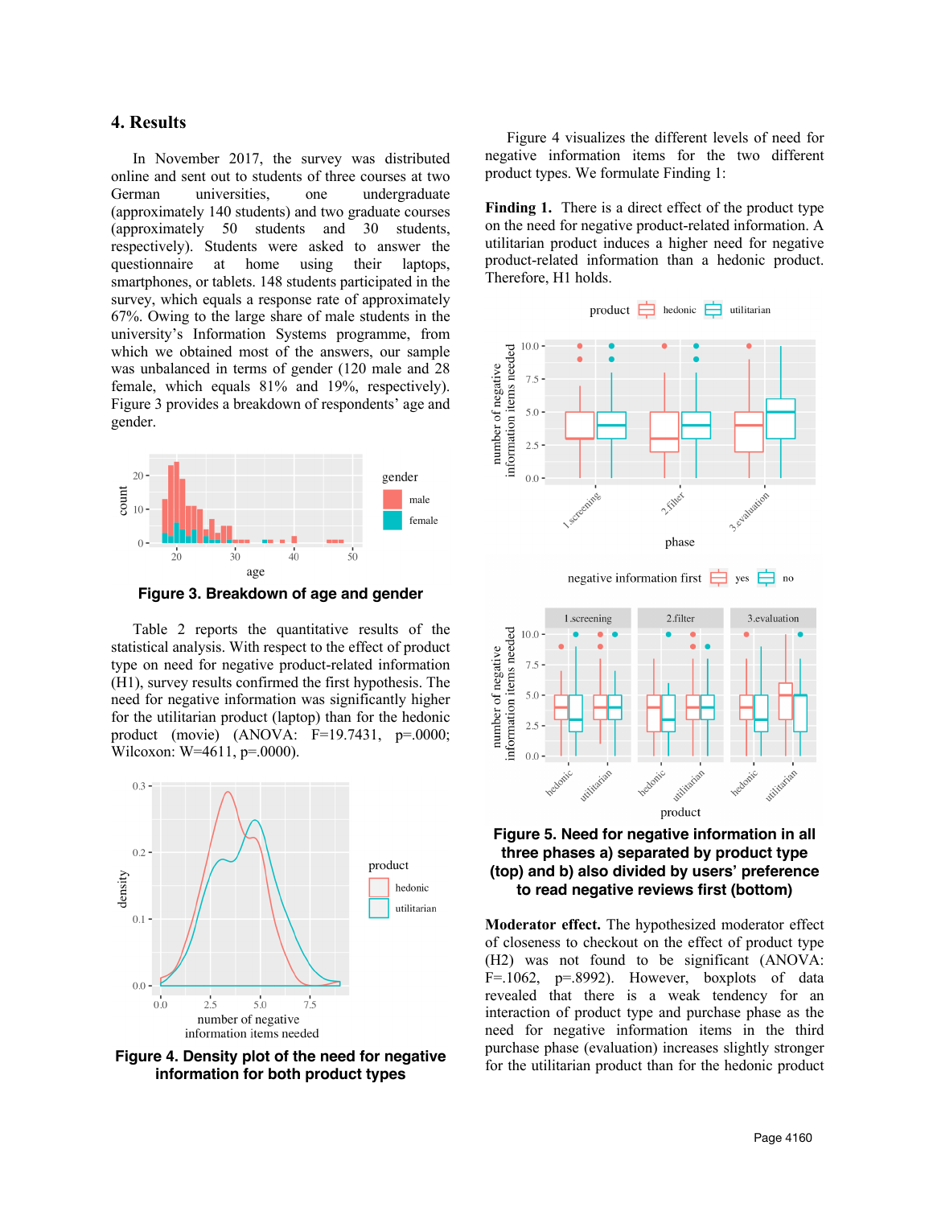## 4. Results

In November 2017, the survey was distributed online and sent out to students of three courses at two German universities, one undergraduate (approximately 140 students) and two graduate courses (approximately 50 students and 30 students, respectively). Students were asked to answer the questionnaire at home using their laptops, smartphones, or tablets. 148 students participated in the survey, which equals a response rate of approximately 67%. Owing to the large share of male students in the university's Information Systems programme, from which we obtained most of the answers, our sample was unbalanced in terms of gender (120 male and 28 female, which equals 81% and 19%, respectively). Figure 3 provides a breakdown of respondents' age and gender.

**Figure 3. Breakdown of age and gender**

Table 2 reports the quantitative results of the statistical analysis. With respect to the effect of product type on need for negative product-related information (H1), survey results confirmed the first hypothesis. The need for negative information was significantly higher for the utilitarian product (laptop) than for the hedonic product (movie) (ANOVA: F=19.7431, p=.0000; Wilcoxon: W=4611, p=.0000).

**Figure 4. Density plot of the need for negative information for both product types**

Figure 4 visualizes the different levels of need for negative information items for the two different product types. We formulate Finding 1:

**Finding 1.** There is a direct effect of the product type on the need for negative product-related information. A utilitarian product induces a higher need for negative product-related information than a hedonic product. Therefore, H1 holds.

**Figure 5. Need for negative information in all three phases a) separated by product type (top) and b) also divided by users' preference to read negative reviews first (bottom)**

**Moderator effect.** The hypothesized moderator effect of closeness to checkout on the effect of product type (H2) was not found to be significant (ANOVA: F=.1062, p=.8992). However, boxplots of data revealed that there is a weak tendency for an interaction of product type and purchase phase as the need for negative information items in the third purchase phase (evaluation) increases slightly stronger for the utilitarian product than for the hedonic product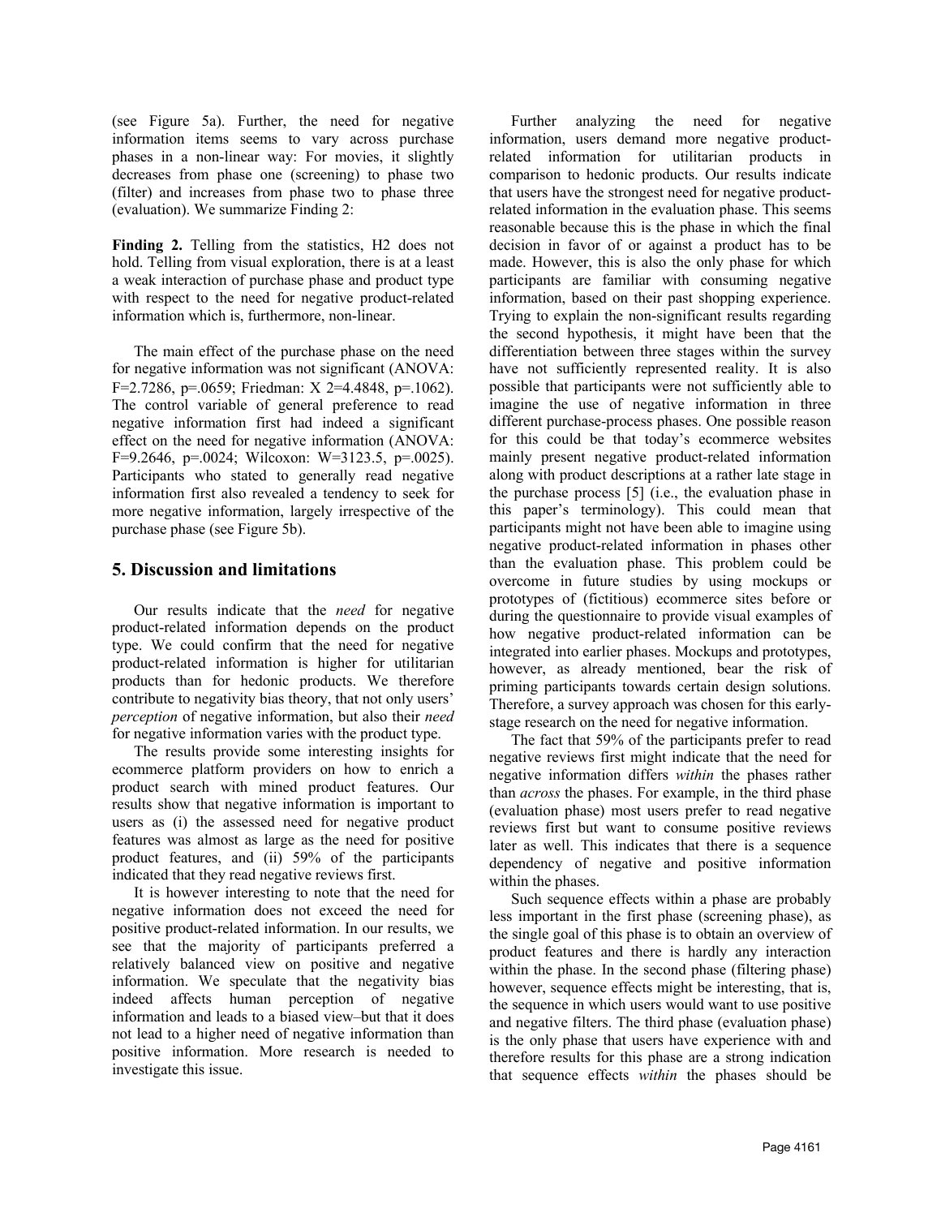(see Figure 5a). Further, the need for negative information items seems to vary across purchase phases in a non-linear way: For movies, it slightly decreases from phase one (screening) to phase two (filter) and increases from phase two to phase three (evaluation). We summarize Finding 2:

**Finding 2.** Telling from the statistics, H2 does not hold. Telling from visual exploration, there is at a least a weak interaction of purchase phase and product type with respect to the need for negative product-related information which is, furthermore, non-linear.

The main effect of the purchase phase on the need for negative information was not significant (ANOVA: $F=2.7286$, $p=.0659$; Friedman: $X^2=4.4848$, $p=.1062$). The control variable of general preference to read negative information first had indeed a significant effect on the need for negative information (ANOVA: $F=9.2646$, $p=.0024$; Wilcoxon: $W=3123.5$, $p=.0025$). Participants who stated to generally read negative information first also revealed a tendency to seek for more negative information, largely irrespective of the purchase phase (see Figure 5b).

## 5. Discussion and limitations

Our results indicate that the *need* for negative product-related information depends on the product type. We could confirm that the need for negative product-related information is higher for utilitarian products than for hedonic products. We therefore contribute to negativity bias theory, that not only users' *perception* of negative information, but also their *need* for negative information varies with the product type.

The results provide some interesting insights for ecommerce platform providers on how to enrich a product search with mined product features. Our results show that negative information is important to users as (i) the assessed need for negative product features was almost as large as the need for positive product features, and (ii) 59% of the participants indicated that they read negative reviews first.

It is however interesting to note that the need for negative information does not exceed the need for positive product-related information. In our results, we see that the majority of participants preferred a relatively balanced view on positive and negative information. We speculate that the negativity bias indeed affects human perception of negative information and leads to a biased view–but that it does not lead to a higher need of negative information than positive information. More research is needed to investigate this issue.

Further analyzing the need for negative information, users demand more negative product-related information for utilitarian products in comparison to hedonic products. Our results indicate that users have the strongest need for negative product-related information in the evaluation phase. This seems reasonable because this is the phase in which the final decision in favor of or against a product has to be made. However, this is also the only phase for which participants are familiar with consuming negative information, based on their past shopping experience. Trying to explain the non-significant results regarding the second hypothesis, it might have been that the differentiation between three stages within the survey have not sufficiently represented reality. It is also possible that participants were not sufficiently able to imagine the use of negative information in three different purchase-process phases. One possible reason for this could be that today's ecommerce websites mainly present negative product-related information along with product descriptions at a rather late stage in the purchase process [5] (i.e., the evaluation phase in this paper's terminology). This could mean that participants might not have been able to imagine using negative product-related information in phases other than the evaluation phase. This problem could be overcome in future studies by using mockups or prototypes of (fictitious) ecommerce sites before or during the questionnaire to provide visual examples of how negative product-related information can be integrated into earlier phases. Mockups and prototypes, however, as already mentioned, bear the risk of priming participants towards certain design solutions. Therefore, a survey approach was chosen for this early-stage research on the need for negative information.

The fact that 59% of the participants prefer to read negative reviews first might indicate that the need for negative information differs *within* the phases rather than *across* the phases. For example, in the third phase (evaluation phase) most users prefer to read negative reviews first but want to consume positive reviews later as well. This indicates that there is a sequence dependency of negative and positive information within the phases.

Such sequence effects within a phase are probably less important in the first phase (screening phase), as the single goal of this phase is to obtain an overview of product features and there is hardly any interaction within the phase. In the second phase (filtering phase) however, sequence effects might be interesting, that is, the sequence in which users would want to use positive and negative filters. The third phase (evaluation phase) is the only phase that users have experience with and therefore results for this phase are a strong indication that sequence effects *within* the phases should be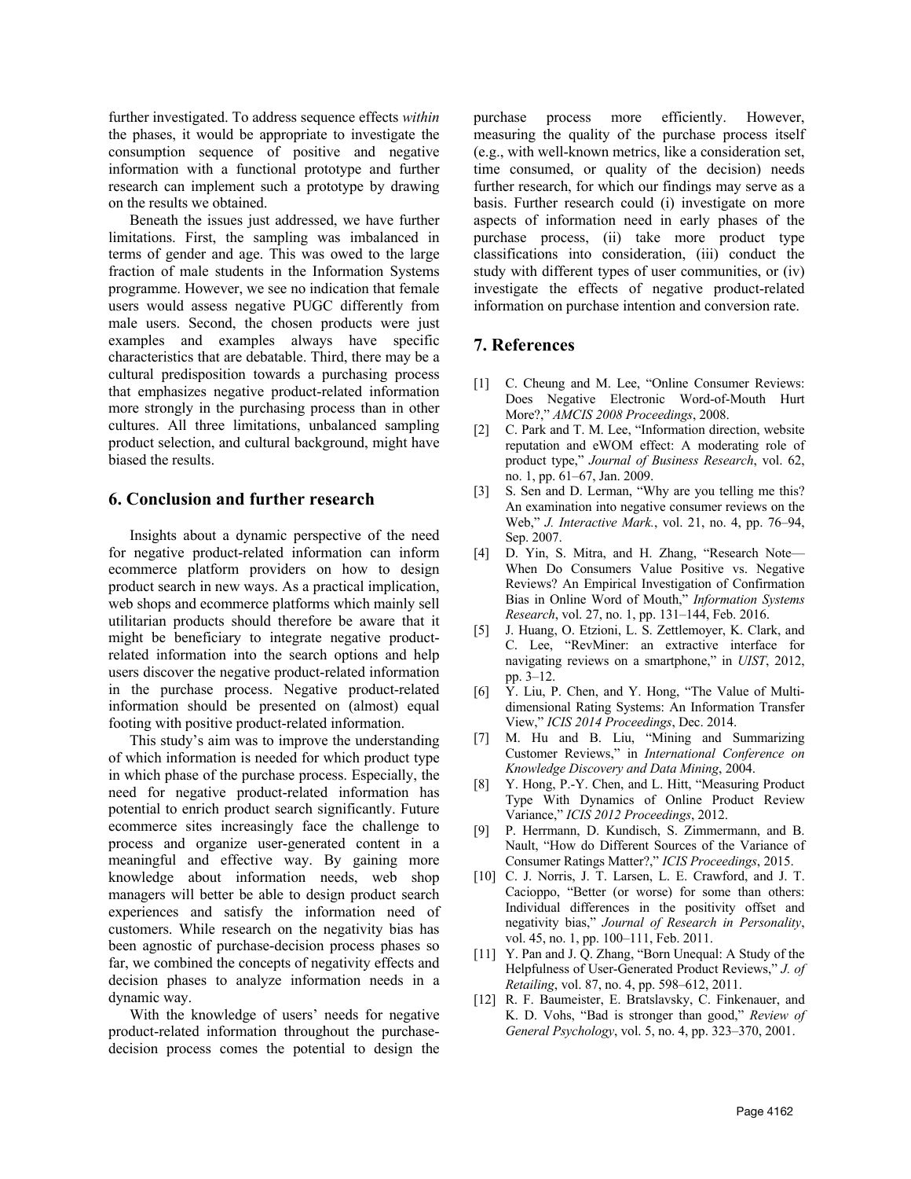further investigated. To address sequence effects *within* the phases, it would be appropriate to investigate the consumption sequence of positive and negative information with a functional prototype and further research can implement such a prototype by drawing on the results we obtained.

Beneath the issues just addressed, we have further limitations. First, the sampling was imbalanced in terms of gender and age. This was owed to the large fraction of male students in the Information Systems programme. However, we see no indication that female users would assess negative PUGC differently from male users. Second, the chosen products were just examples and examples always have specific characteristics that are debatable. Third, there may be a cultural predisposition towards a purchasing process that emphasizes negative product-related information more strongly in the purchasing process than in other cultures. All three limitations, unbalanced sampling product selection, and cultural background, might have biased the results.

## 6. Conclusion and further research

Insights about a dynamic perspective of the need for negative product-related information can inform ecommerce platform providers on how to design product search in new ways. As a practical implication, web shops and ecommerce platforms which mainly sell utilitarian products should therefore be aware that it might be beneficiary to integrate negative product-related information into the search options and help users discover the negative product-related information in the purchase process. Negative product-related information should be presented on (almost) equal footing with positive product-related information.

This study's aim was to improve the understanding of which information is needed for which product type in which phase of the purchase process. Especially, the need for negative product-related information has potential to enrich product search significantly. Future ecommerce sites increasingly face the challenge to process and organize user-generated content in a meaningful and effective way. By gaining more knowledge about information needs, web shop managers will better be able to design product search experiences and satisfy the information need of customers. While research on the negativity bias has been agnostic of purchase-decision process phases so far, we combined the concepts of negativity effects and decision phases to analyze information needs in a dynamic way.

With the knowledge of users' needs for negative product-related information throughout the purchase-decision process comes the potential to design the purchase process more efficiently. However, measuring the quality of the purchase process itself (e.g., with well-known metrics, like a consideration set, time consumed, or quality of the decision) needs further research, for which our findings may serve as a basis. Further research could (i) investigate on more aspects of information need in early phases of the purchase process, (ii) take more product type classifications into consideration, (iii) conduct the study with different types of user communities, or (iv) investigate the effects of negative product-related information on purchase intention and conversion rate.

## 7. References

[1] C. Cheung and M. Lee, "Online Consumer Reviews: Does Negative Electronic Word-of-Mouth Hurt More?," *AMCIS 2008 Proceedings*, 2008.

[2] C. Park and T. M. Lee, "Information direction, website reputation and eWOM effect: A moderating role of product type," *Journal of Business Research*, vol. 62, no. 1, pp. 61–67, Jan. 2009.

[3] S. Sen and D. Lerman, "Why are you telling me this? An examination into negative consumer reviews on the Web," *J. Interactive Mark.*, vol. 21, no. 4, pp. 76–94, Sep. 2007.

[4] D. Yin, S. Mitra, and H. Zhang, "Research Note—When Do Consumers Value Positive vs. Negative Reviews? An Empirical Investigation of Confirmation Bias in Online Word of Mouth," *Information Systems Research*, vol. 27, no. 1, pp. 131–144, Feb. 2016.

[5] J. Huang, O. Etzioni, L. S. Zettlemoyer, K. Clark, and C. Lee, "RevMiner: an extractive interface for navigating reviews on a smartphone," in *UIST*, 2012, pp. 3–12.

[6] Y. Liu, P. Chen, and Y. Hong, "The Value of Multi-dimensional Rating Systems: An Information Transfer View," *ICIS 2014 Proceedings*, Dec. 2014.

[7] M. Hu and B. Liu, "Mining and Summarizing Customer Reviews," in *International Conference on Knowledge Discovery and Data Mining*, 2004.

[8] Y. Hong, P.-Y. Chen, and L. Hitt, "Measuring Product Type With Dynamics of Online Product Review Variance," *ICIS 2012 Proceedings*, 2012.

[9] P. Herrmann, D. Kundisch, S. Zimmermann, and B. Nault, "How do Different Sources of the Variance of Consumer Ratings Matter?," *ICIS Proceedings*, 2015.

[10] C. J. Norris, J. T. Larsen, L. E. Crawford, and J. T. Cacioppo, "Better (or worse) for some than others: Individual differences in the positivity offset and negativity bias," *Journal of Research in Personality*, vol. 45, no. 1, pp. 100–111, Feb. 2011.

[11] Y. Pan and J. Q. Zhang, "Born Unequal: A Study of the Helpfulness of User-Generated Product Reviews," *J. of Retailing*, vol. 87, no. 4, pp. 598–612, 2011.

[12] R. F. Baumeister, E. Bratslavsky, C. Finkenauer, and K. D. Vohs, "Bad is stronger than good," *Review of General Psychology*, vol. 5, no. 4, pp. 323–370, 2001.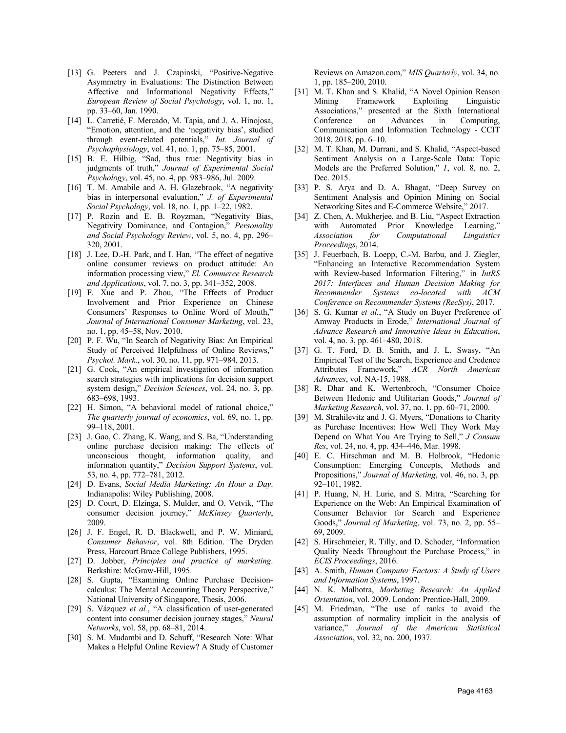[13] G. Peeters and J. Czapinski, "Positive-Negative Asymmetry in Evaluations: The Distinction Between Affective and Informational Negativity Effects," *European Review of Social Psychology*, vol. 1, no. 1, pp. 33–60, Jan. 1990.

[14] L. Carretié, F. Mercado, M. Tapia, and J. A. Hinojosa, "Emotion, attention, and the 'negativity bias', studied through event-related potentials," *Int. Journal of Psychophysiology*, vol. 41, no. 1, pp. 75–85, 2001.

[15] B. E. Hilbig, "Sad, thus true: Negativity bias in judgments of truth," *Journal of Experimental Social Psychology*, vol. 45, no. 4, pp. 983–986, Jul. 2009.

[16] T. M. Amabile and A. H. Glazebrook, "A negativity bias in interpersonal evaluation," *J. of Experimental Social Psychology*, vol. 18, no. 1, pp. 1–22, 1982.

[17] P. Rozin and E. B. Royzman, "Negativity Bias, Negativity Dominance, and Contagion," *Personality and Social Psychology Review*, vol. 5, no. 4, pp. 296–320, 2001.

[18] J. Lee, D.-H. Park, and I. Han, "The effect of negative online consumer reviews on product attitude: An information processing view," *El. Commerce Research and Applications*, vol. 7, no. 3, pp. 341–352, 2008.

[19] F. Xue and P. Zhou, "The Effects of Product Involvement and Prior Experience on Chinese Consumers' Responses to Online Word of Mouth," *Journal of International Consumer Marketing*, vol. 23, no. 1, pp. 45–58, Nov. 2010.

[20] P. F. Wu, "In Search of Negativity Bias: An Empirical Study of Perceived Helpfulness of Online Reviews," *Psychol. Mark.*, vol. 30, no. 11, pp. 971–984, 2013.

[21] G. Cook, "An empirical investigation of information search strategies with implications for decision support system design," *Decision Sciences*, vol. 24, no. 3, pp. 683–698, 1993.

[22] H. Simon, "A behavioral model of rational choice," *The quarterly journal of economics*, vol. 69, no. 1, pp. 99–118, 2001.

[23] J. Gao, C. Zhang, K. Wang, and S. Ba, "Understanding online purchase decision making: The effects of unconscious thought, information quality, and information quantity," *Decision Support Systems*, vol. 53, no. 4, pp. 772–781, 2012.

[24] D. Evans, *Social Media Marketing: An Hour a Day*. Indianapolis: Wiley Publishing, 2008.

[25] D. Court, D. Elzinga, S. Mulder, and O. Vetvik, "The consumer decision journey," *McKinsey Quarterly*, 2009.

[26] J. F. Engel, R. D. Blackwell, and P. W. Miniard, *Consumer Behavior*, vol. 8th Edition. The Dryden Press, Harcourt Brace College Publishers, 1995.

[27] D. Jobber, *Principles and practice of marketing*. Berkshire: McGraw-Hill, 1995.

[28] S. Gupta, "Examining Online Purchase Decision-calculus: The Mental Accounting Theory Perspective," National University of Singapore, Thesis, 2006.

[29] S. Vázquez *et al.*, "A classification of user-generated content into consumer decision journey stages," *Neural Networks*, vol. 58, pp. 68–81, 2014.

[30] S. M. Mudambi and D. Schuff, "Research Note: What Makes a Helpful Online Review? A Study of Customer Reviews on Amazon.com," *MIS Quarterly*, vol. 34, no. 1, pp. 185–200, 2010.

[31] M. T. Khan and S. Khalid, "A Novel Opinion Reason Mining Framework Exploiting Linguistic Associations," presented at the Sixth International Conference on Advances in Computing, Communication and Information Technology - CCIT 2018, 2018, pp. 6–10.

[32] M. T. Khan, M. Durrani, and S. Khalid, "Aspect-based Sentiment Analysis on a Large-Scale Data: Topic Models are the Preferred Solution," *1*, vol. 8, no. 2, Dec. 2015.

[33] P. S. Arya and D. A. Bhagat, "Deep Survey on Sentiment Analysis and Opinion Mining on Social Networking Sites and E-Commerce Website," 2017.

[34] Z. Chen, A. Mukherjee, and B. Liu, "Aspect Extraction with Automated Prior Knowledge Learning," *Association for Computational Linguistics Proceedings*, 2014.

[35] J. Feuerbach, B. Loepp, C.-M. Barbu, and J. Ziegler, "Enhancing an Interactive Recommendation System with Review-based Information Filtering," in *IntRS 2017: Interfaces and Human Decision Making for Recommender Systems co-located with ACM Conference on Recommender Systems (RecSys)*, 2017.

[36] S. G. Kumar *et al.*, "A Study on Buyer Preference of Amway Products in Erode," *International Journal of Advance Research and Innovative Ideas in Education*, vol. 4, no. 3, pp. 461–480, 2018.

[37] G. T. Ford, D. B. Smith, and J. L. Swasy, "An Empirical Test of the Search, Experience and Credence Attributes Framework," *ACR North American Advances*, vol. NA-15, 1988.

[38] R. Dhar and K. Wertenbroch, "Consumer Choice Between Hedonic and Utilitarian Goods," *Journal of Marketing Research*, vol. 37, no. 1, pp. 60–71, 2000.

[39] M. Strahilevitz and J. G. Myers, "Donations to Charity as Purchase Incentives: How Well They Work May Depend on What You Are Trying to Sell," *J Consum Res*, vol. 24, no. 4, pp. 434–446, Mar. 1998.

[40] E. C. Hirschman and M. B. Holbrook, "Hedonic Consumption: Emerging Concepts, Methods and Propositions," *Journal of Marketing*, vol. 46, no. 3, pp. 92–101, 1982.

[41] P. Huang, N. H. Lurie, and S. Mitra, "Searching for Experience on the Web: An Empirical Examination of Consumer Behavior for Search and Experience Goods," *Journal of Marketing*, vol. 73, no. 2, pp. 55–69, 2009.

[42] S. Hirschmeier, R. Tilly, and D. Schoder, "Information Quality Needs Throughout the Purchase Process," in *ECIS Proceedings*, 2016.

[43] A. Smith, *Human Computer Factors: A Study of Users and Information Systems*, 1997.

[44] N. K. Malhotra, *Marketing Research: An Applied Orientation*, vol. 2009. London: Prentice-Hall, 2009.

[45] M. Friedman, "The use of ranks to avoid the assumption of normality implicit in the analysis of variance," *Journal of the American Statistical Association*, vol. 32, no. 200, 1937.